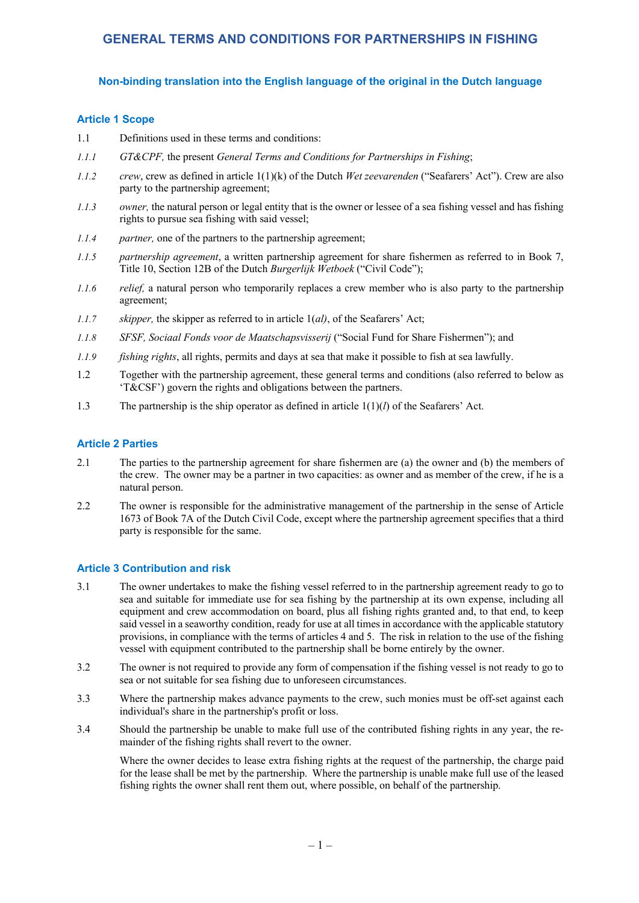# GENERAL TERMS AND CONDITIONS FOR PARTNERSHIPS IN FISHING

**Non-binding translation into the English language of the original in the Dutch language**

## Article 1 Scope

1.1 Definitions used in these terms and conditions:

*1.1.1* *GT&CPF,* the present *General Terms and Conditions for Partnerships in Fishing*;

*1.1.2* *crew*, crew as defined in article 1(1)(k) of the Dutch *Wet zeevarenden* ("Seafarers' Act"). Crew are also party to the partnership agreement;

*1.1.3* *owner,* the natural person or legal entity that is the owner or lessee of a sea fishing vessel and has fishing rights to pursue sea fishing with said vessel;

*1.1.4* *partner,* one of the partners to the partnership agreement;

*1.1.5* *partnership agreement*, a written partnership agreement for share fishermen as referred to in Book 7, Title 10, Section 12B of the Dutch *Burgerlijk Wetboek* ("Civil Code");

*1.1.6* *relief,* a natural person who temporarily replaces a crew member who is also party to the partnership agreement;

*1.1.7* *skipper,* the skipper as referred to in article 1(*al)*, of the Seafarers' Act;

*1.1.8* *SFSF, Sociaal Fonds voor de Maatschapsvisserij* ("Social Fund for Share Fishermen"); and

*1.1.9* *fishing rights*, all rights, permits and days at sea that make it possible to fish at sea lawfully.

1.2 Together with the partnership agreement, these general terms and conditions (also referred to below as 'T&CSF') govern the rights and obligations between the partners.

1.3 The partnership is the ship operator as defined in article 1(1)(*l*) of the Seafarers' Act.

## Article 2 Parties

2.1 The parties to the partnership agreement for share fishermen are (a) the owner and (b) the members of the crew. The owner may be a partner in two capacities: as owner and as member of the crew, if he is a natural person.

2.2 The owner is responsible for the administrative management of the partnership in the sense of Article 1673 of Book 7A of the Dutch Civil Code, except where the partnership agreement specifies that a third party is responsible for the same.

## Article 3 Contribution and risk

3.1 The owner undertakes to make the fishing vessel referred to in the partnership agreement ready to go to sea and suitable for immediate use for sea fishing by the partnership at its own expense, including all equipment and crew accommodation on board, plus all fishing rights granted and, to that end, to keep said vessel in a seaworthy condition, ready for use at all times in accordance with the applicable statutory provisions, in compliance with the terms of articles 4 and 5. The risk in relation to the use of the fishing vessel with equipment contributed to the partnership shall be borne entirely by the owner.

3.2 The owner is not required to provide any form of compensation if the fishing vessel is not ready to go to sea or not suitable for sea fishing due to unforeseen circumstances.

3.3 Where the partnership makes advance payments to the crew, such monies must be off-set against each individual's share in the partnership's profit or loss.

3.4 Should the partnership be unable to make full use of the contributed fishing rights in any year, the remainder of the fishing rights shall revert to the owner.

Where the owner decides to lease extra fishing rights at the request of the partnership, the charge paid for the lease shall be met by the partnership. Where the partnership is unable make full use of the leased fishing rights the owner shall rent them out, where possible, on behalf of the partnership.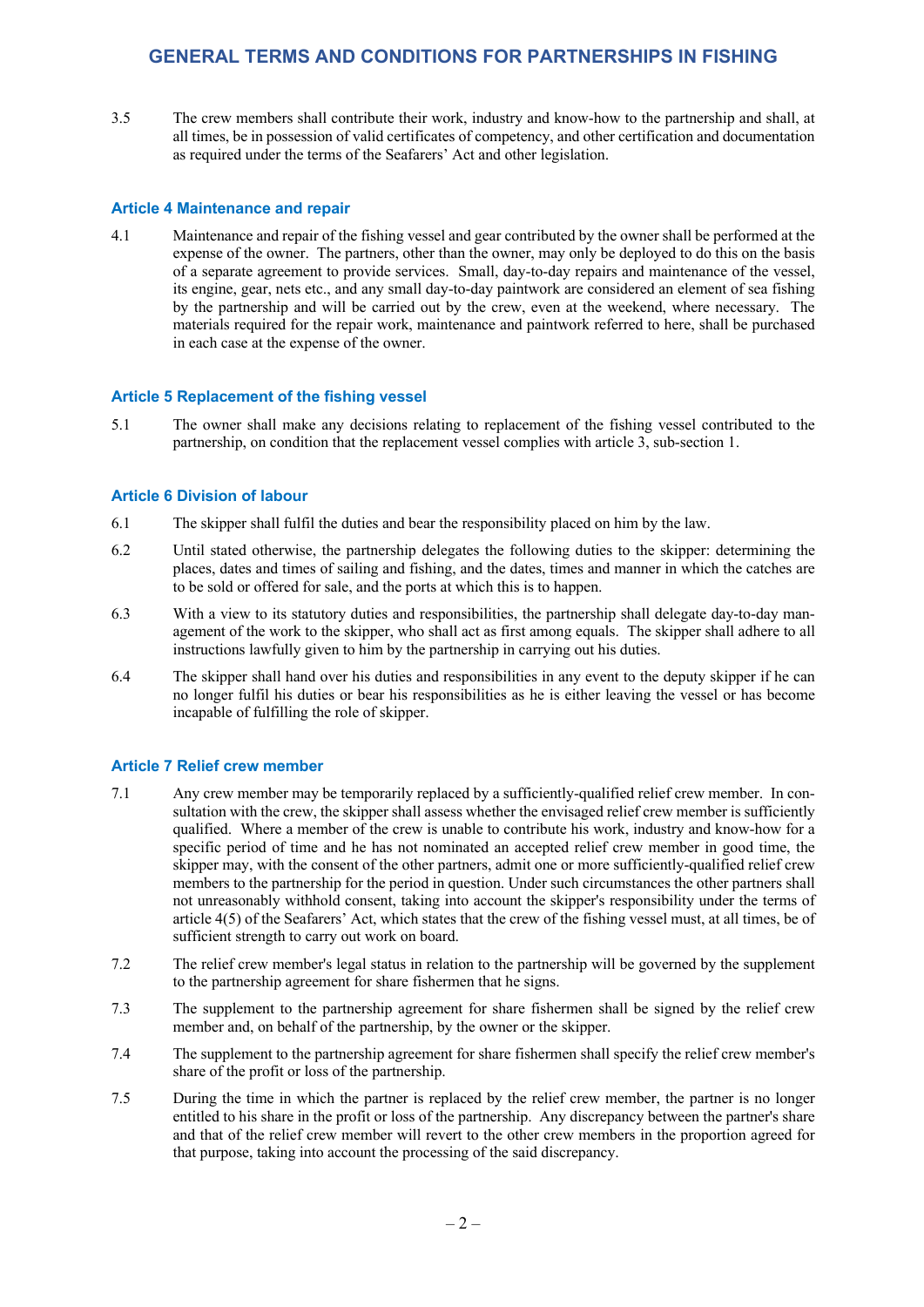3.5 The crew members shall contribute their work, industry and know-how to the partnership and shall, at all times, be in possession of valid certificates of competency, and other certification and documentation as required under the terms of the Seafarers' Act and other legislation.

## Article 4 Maintenance and repair

4.1 Maintenance and repair of the fishing vessel and gear contributed by the owner shall be performed at the expense of the owner. The partners, other than the owner, may only be deployed to do this on the basis of a separate agreement to provide services. Small, day-to-day repairs and maintenance of the vessel, its engine, gear, nets etc., and any small day-to-day paintwork are considered an element of sea fishing by the partnership and will be carried out by the crew, even at the weekend, where necessary. The materials required for the repair work, maintenance and paintwork referred to here, shall be purchased in each case at the expense of the owner.

## Article 5 Replacement of the fishing vessel

5.1 The owner shall make any decisions relating to replacement of the fishing vessel contributed to the partnership, on condition that the replacement vessel complies with article 3, sub-section 1.

## Article 6 Division of labour

6.1 The skipper shall fulfil the duties and bear the responsibility placed on him by the law.

6.2 Until stated otherwise, the partnership delegates the following duties to the skipper: determining the places, dates and times of sailing and fishing, and the dates, times and manner in which the catches are to be sold or offered for sale, and the ports at which this is to happen.

6.3 With a view to its statutory duties and responsibilities, the partnership shall delegate day-to-day management of the work to the skipper, who shall act as first among equals. The skipper shall adhere to all instructions lawfully given to him by the partnership in carrying out his duties.

6.4 The skipper shall hand over his duties and responsibilities in any event to the deputy skipper if he can no longer fulfil his duties or bear his responsibilities as he is either leaving the vessel or has become incapable of fulfilling the role of skipper.

## Article 7 Relief crew member

7.1 Any crew member may be temporarily replaced by a sufficiently-qualified relief crew member. In consultation with the crew, the skipper shall assess whether the envisaged relief crew member is sufficiently qualified. Where a member of the crew is unable to contribute his work, industry and know-how for a specific period of time and he has not nominated an accepted relief crew member in good time, the skipper may, with the consent of the other partners, admit one or more sufficiently-qualified relief crew members to the partnership for the period in question. Under such circumstances the other partners shall not unreasonably withhold consent, taking into account the skipper's responsibility under the terms of article 4(5) of the Seafarers' Act, which states that the crew of the fishing vessel must, at all times, be of sufficient strength to carry out work on board.

7.2 The relief crew member's legal status in relation to the partnership will be governed by the supplement to the partnership agreement for share fishermen that he signs.

7.3 The supplement to the partnership agreement for share fishermen shall be signed by the relief crew member and, on behalf of the partnership, by the owner or the skipper.

7.4 The supplement to the partnership agreement for share fishermen shall specify the relief crew member's share of the profit or loss of the partnership.

7.5 During the time in which the partner is replaced by the relief crew member, the partner is no longer entitled to his share in the profit or loss of the partnership. Any discrepancy between the partner's share and that of the relief crew member will revert to the other crew members in the proportion agreed for that purpose, taking into account the processing of the said discrepancy.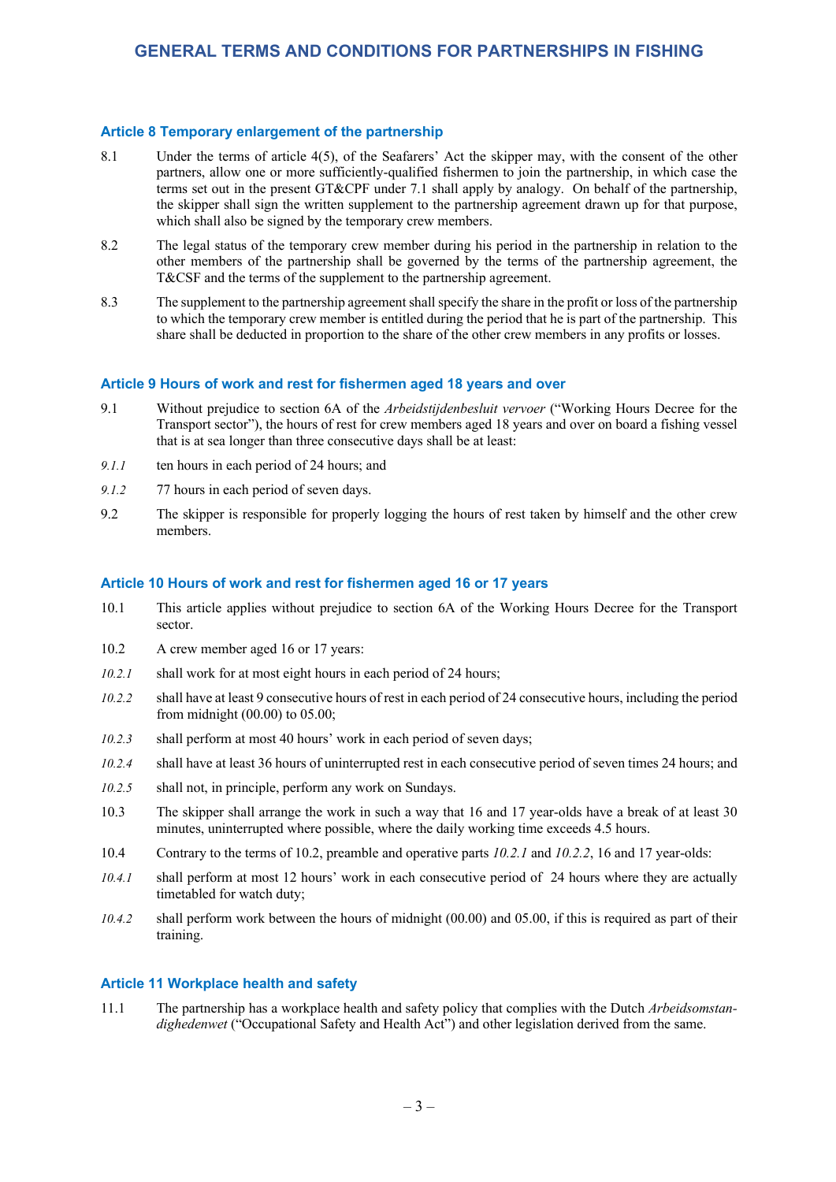## Article 8 Temporary enlargement of the partnership

8.1 Under the terms of article 4(5), of the Seafarers' Act the skipper may, with the consent of the other partners, allow one or more sufficiently-qualified fishermen to join the partnership, in which case the terms set out in the present GT&CPF under 7.1 shall apply by analogy. On behalf of the partnership, the skipper shall sign the written supplement to the partnership agreement drawn up for that purpose, which shall also be signed by the temporary crew members.

8.2 The legal status of the temporary crew member during his period in the partnership in relation to the other members of the partnership shall be governed by the terms of the partnership agreement, the T&CSF and the terms of the supplement to the partnership agreement.

8.3 The supplement to the partnership agreement shall specify the share in the profit or loss of the partnership to which the temporary crew member is entitled during the period that he is part of the partnership. This share shall be deducted in proportion to the share of the other crew members in any profits or losses.

## Article 9 Hours of work and rest for fishermen aged 18 years and over

9.1 Without prejudice to section 6A of the *Arbeidstijdenbesluit vervoer* ("Working Hours Decree for the Transport sector"), the hours of rest for crew members aged 18 years and over on board a fishing vessel that is at sea longer than three consecutive days shall be at least:

*9.1.1* ten hours in each period of 24 hours; and

*9.1.2* 77 hours in each period of seven days.

9.2 The skipper is responsible for properly logging the hours of rest taken by himself and the other crew members.

## Article 10 Hours of work and rest for fishermen aged 16 or 17 years

10.1 This article applies without prejudice to section 6A of the Working Hours Decree for the Transport sector.

10.2 A crew member aged 16 or 17 years:

*10.2.1* shall work for at most eight hours in each period of 24 hours;

*10.2.2* shall have at least 9 consecutive hours of rest in each period of 24 consecutive hours, including the period from midnight (00.00) to 05.00;

*10.2.3* shall perform at most 40 hours' work in each period of seven days;

*10.2.4* shall have at least 36 hours of uninterrupted rest in each consecutive period of seven times 24 hours; and

*10.2.5* shall not, in principle, perform any work on Sundays.

10.3 The skipper shall arrange the work in such a way that 16 and 17 year-olds have a break of at least 30 minutes, uninterrupted where possible, where the daily working time exceeds 4.5 hours.

10.4 Contrary to the terms of 10.2, preamble and operative parts *10.2.1* and *10.2.2*, 16 and 17 year-olds:

*10.4.1* shall perform at most 12 hours' work in each consecutive period of 24 hours where they are actually timetabled for watch duty;

*10.4.2* shall perform work between the hours of midnight (00.00) and 05.00, if this is required as part of their training.

## Article 11 Workplace health and safety

11.1 The partnership has a workplace health and safety policy that complies with the Dutch *Arbeidsomstandighedenwet* ("Occupational Safety and Health Act") and other legislation derived from the same.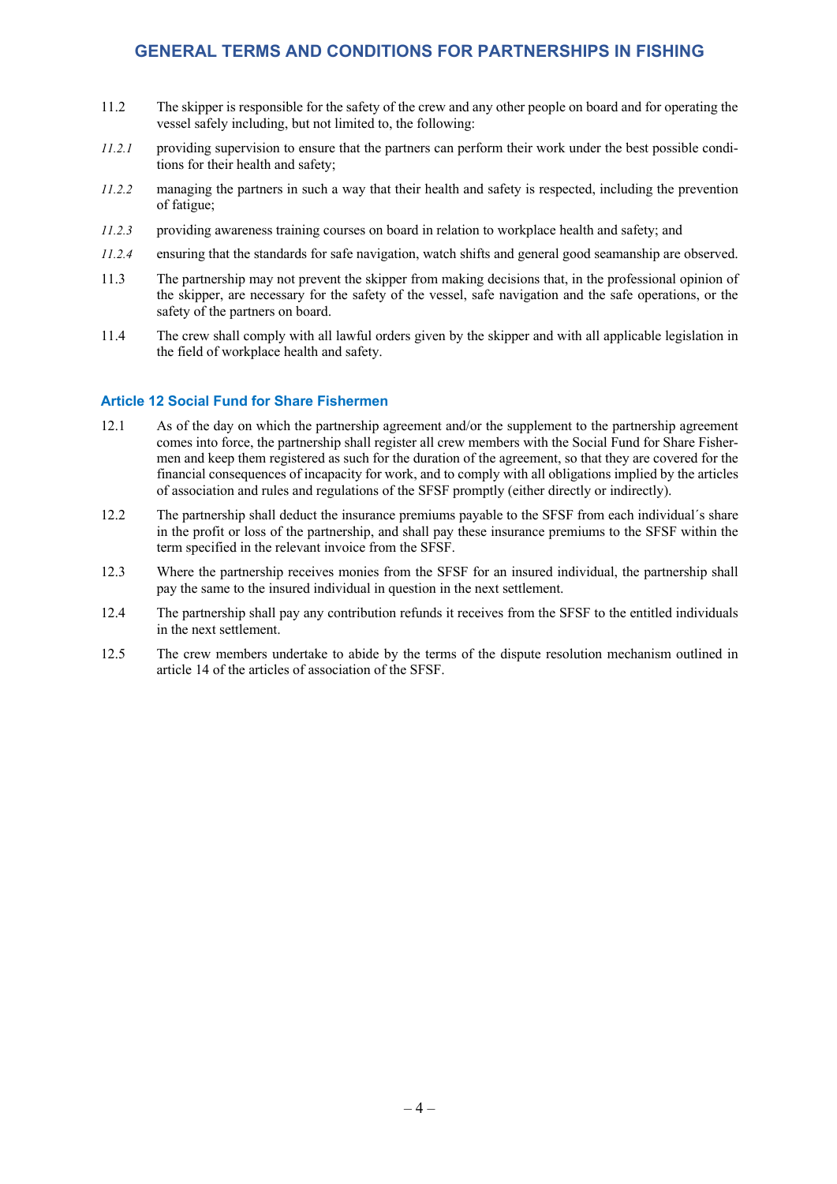11.2 The skipper is responsible for the safety of the crew and any other people on board and for operating the vessel safely including, but not limited to, the following:

*11.2.1* providing supervision to ensure that the partners can perform their work under the best possible conditions for their health and safety;

*11.2.2* managing the partners in such a way that their health and safety is respected, including the prevention of fatigue;

*11.2.3* providing awareness training courses on board in relation to workplace health and safety; and

*11.2.4* ensuring that the standards for safe navigation, watch shifts and general good seamanship are observed.

11.3 The partnership may not prevent the skipper from making decisions that, in the professional opinion of the skipper, are necessary for the safety of the vessel, safe navigation and the safe operations, or the safety of the partners on board.

11.4 The crew shall comply with all lawful orders given by the skipper and with all applicable legislation in the field of workplace health and safety.

### Article 12 Social Fund for Share Fishermen

12.1 As of the day on which the partnership agreement and/or the supplement to the partnership agreement comes into force, the partnership shall register all crew members with the Social Fund for Share Fishermen and keep them registered as such for the duration of the agreement, so that they are covered for the financial consequences of incapacity for work, and to comply with all obligations implied by the articles of association and rules and regulations of the SFSF promptly (either directly or indirectly).

12.2 The partnership shall deduct the insurance premiums payable to the SFSF from each individual´s share in the profit or loss of the partnership, and shall pay these insurance premiums to the SFSF within the term specified in the relevant invoice from the SFSF.

12.3 Where the partnership receives monies from the SFSF for an insured individual, the partnership shall pay the same to the insured individual in question in the next settlement.

12.4 The partnership shall pay any contribution refunds it receives from the SFSF to the entitled individuals in the next settlement.

12.5 The crew members undertake to abide by the terms of the dispute resolution mechanism outlined in article 14 of the articles of association of the SFSF.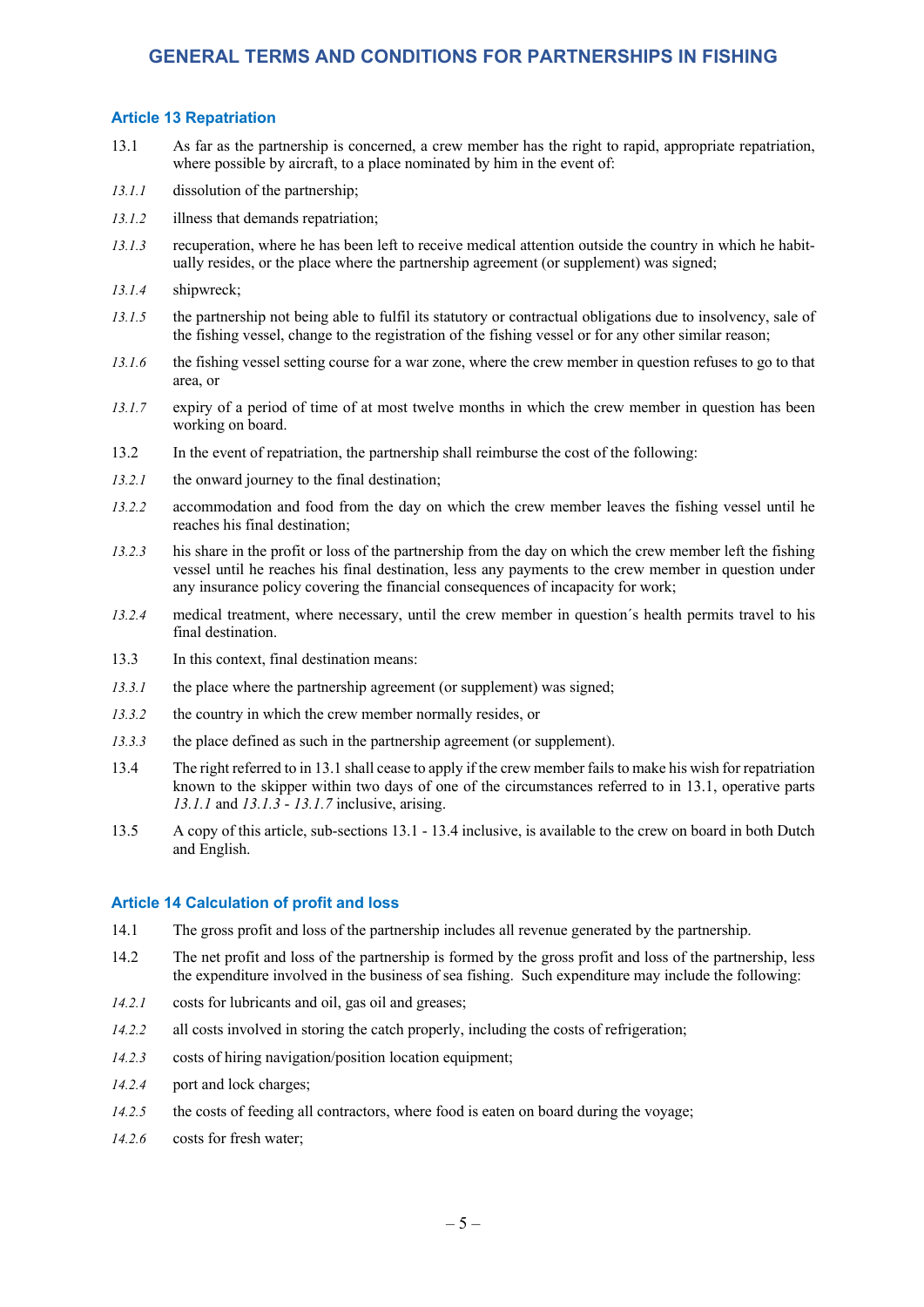## Article 13 Repatriation

13.1 As far as the partnership is concerned, a crew member has the right to rapid, appropriate repatriation, where possible by aircraft, to a place nominated by him in the event of:

*13.1.1* dissolution of the partnership;

*13.1.2* illness that demands repatriation;

*13.1.3* recuperation, where he has been left to receive medical attention outside the country in which he habitually resides, or the place where the partnership agreement (or supplement) was signed;

*13.1.4* shipwreck;

*13.1.5* the partnership not being able to fulfil its statutory or contractual obligations due to insolvency, sale of the fishing vessel, change to the registration of the fishing vessel or for any other similar reason;

*13.1.6* the fishing vessel setting course for a war zone, where the crew member in question refuses to go to that area, or

*13.1.7* expiry of a period of time of at most twelve months in which the crew member in question has been working on board.

13.2 In the event of repatriation, the partnership shall reimburse the cost of the following:

*13.2.1* the onward journey to the final destination;

*13.2.2* accommodation and food from the day on which the crew member leaves the fishing vessel until he reaches his final destination;

*13.2.3* his share in the profit or loss of the partnership from the day on which the crew member left the fishing vessel until he reaches his final destination, less any payments to the crew member in question under any insurance policy covering the financial consequences of incapacity for work;

*13.2.4* medical treatment, where necessary, until the crew member in question´s health permits travel to his final destination.

13.3 In this context, final destination means:

*13.3.1* the place where the partnership agreement (or supplement) was signed;

*13.3.2* the country in which the crew member normally resides, or

*13.3.3* the place defined as such in the partnership agreement (or supplement).

13.4 The right referred to in 13.1 shall cease to apply if the crew member fails to make his wish for repatriation known to the skipper within two days of one of the circumstances referred to in 13.1, operative parts *13.1.1* and *13.1.3 - 13.1.7* inclusive, arising.

13.5 A copy of this article, sub-sections 13.1 - 13.4 inclusive, is available to the crew on board in both Dutch and English.

## Article 14 Calculation of profit and loss

14.1 The gross profit and loss of the partnership includes all revenue generated by the partnership.

14.2 The net profit and loss of the partnership is formed by the gross profit and loss of the partnership, less the expenditure involved in the business of sea fishing. Such expenditure may include the following:

*14.2.1* costs for lubricants and oil, gas oil and greases;

*14.2.2* all costs involved in storing the catch properly, including the costs of refrigeration;

*14.2.3* costs of hiring navigation/position location equipment;

*14.2.4* port and lock charges;

*14.2.5* the costs of feeding all contractors, where food is eaten on board during the voyage;

*14.2.6* costs for fresh water;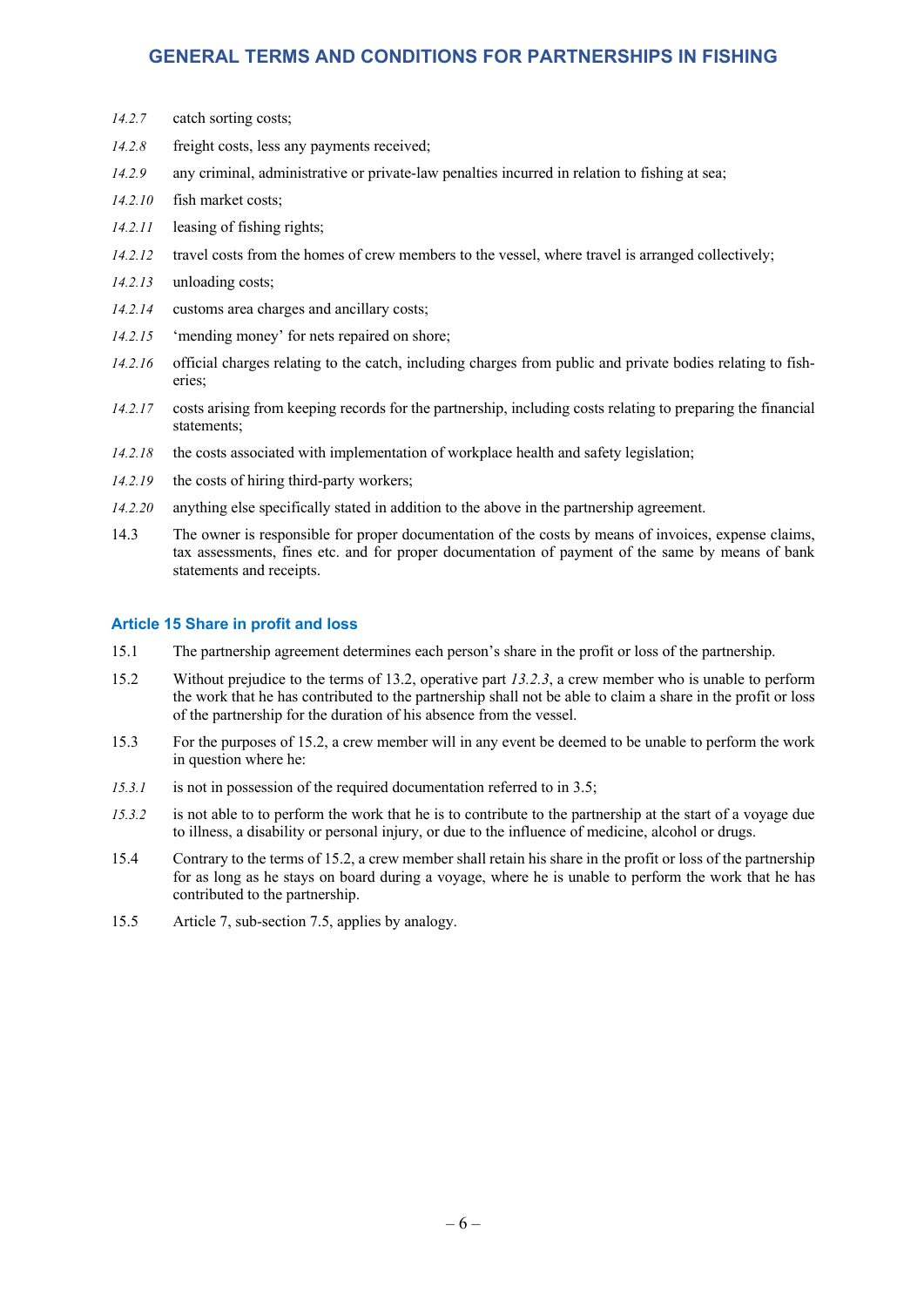*14.2.7* catch sorting costs;

*14.2.8* freight costs, less any payments received;

*14.2.9* any criminal, administrative or private-law penalties incurred in relation to fishing at sea;

*14.2.10* fish market costs;

*14.2.11* leasing of fishing rights;

*14.2.12* travel costs from the homes of crew members to the vessel, where travel is arranged collectively;

*14.2.13* unloading costs;

*14.2.14* customs area charges and ancillary costs;

*14.2.15* 'mending money' for nets repaired on shore;

*14.2.16* official charges relating to the catch, including charges from public and private bodies relating to fisheries;

*14.2.17* costs arising from keeping records for the partnership, including costs relating to preparing the financial statements;

*14.2.18* the costs associated with implementation of workplace health and safety legislation;

*14.2.19* the costs of hiring third-party workers;

*14.2.20* anything else specifically stated in addition to the above in the partnership agreement.

14.3 The owner is responsible for proper documentation of the costs by means of invoices, expense claims, tax assessments, fines etc. and for proper documentation of payment of the same by means of bank statements and receipts.

### Article 15 Share in profit and loss

15.1 The partnership agreement determines each person's share in the profit or loss of the partnership.

15.2 Without prejudice to the terms of 13.2, operative part *13.2.3*, a crew member who is unable to perform the work that he has contributed to the partnership shall not be able to claim a share in the profit or loss of the partnership for the duration of his absence from the vessel.

15.3 For the purposes of 15.2, a crew member will in any event be deemed to be unable to perform the work in question where he:

*15.3.1* is not in possession of the required documentation referred to in 3.5;

*15.3.2* is not able to to perform the work that he is to contribute to the partnership at the start of a voyage due to illness, a disability or personal injury, or due to the influence of medicine, alcohol or drugs.

15.4 Contrary to the terms of 15.2, a crew member shall retain his share in the profit or loss of the partnership for as long as he stays on board during a voyage, where he is unable to perform the work that he has contributed to the partnership.

15.5 Article 7, sub-section 7.5, applies by analogy.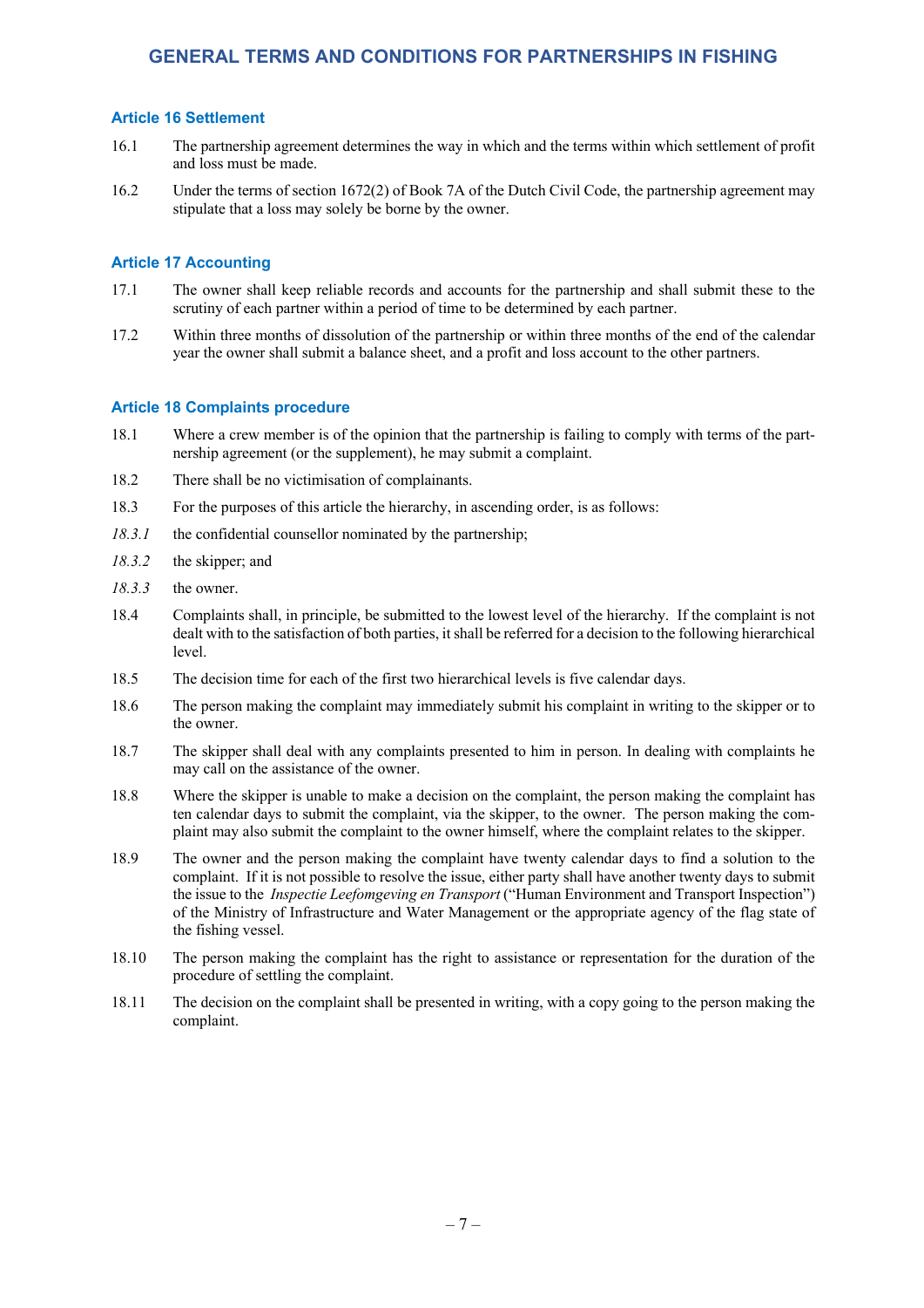### Article 16 Settlement

16.1 The partnership agreement determines the way in which and the terms within which settlement of profit and loss must be made.

16.2 Under the terms of section 1672(2) of Book 7A of the Dutch Civil Code, the partnership agreement may stipulate that a loss may solely be borne by the owner.

### Article 17 Accounting

17.1 The owner shall keep reliable records and accounts for the partnership and shall submit these to the scrutiny of each partner within a period of time to be determined by each partner.

17.2 Within three months of dissolution of the partnership or within three months of the end of the calendar year the owner shall submit a balance sheet, and a profit and loss account to the other partners.

### Article 18 Complaints procedure

18.1 Where a crew member is of the opinion that the partnership is failing to comply with terms of the partnership agreement (or the supplement), he may submit a complaint.

18.2 There shall be no victimisation of complainants.

18.3 For the purposes of this article the hierarchy, in ascending order, is as follows:

*18.3.1* the confidential counsellor nominated by the partnership;

*18.3.2* the skipper; and

*18.3.3* the owner.

18.4 Complaints shall, in principle, be submitted to the lowest level of the hierarchy. If the complaint is not dealt with to the satisfaction of both parties, it shall be referred for a decision to the following hierarchical level.

18.5 The decision time for each of the first two hierarchical levels is five calendar days.

18.6 The person making the complaint may immediately submit his complaint in writing to the skipper or to the owner.

18.7 The skipper shall deal with any complaints presented to him in person. In dealing with complaints he may call on the assistance of the owner.

18.8 Where the skipper is unable to make a decision on the complaint, the person making the complaint has ten calendar days to submit the complaint, via the skipper, to the owner. The person making the complaint may also submit the complaint to the owner himself, where the complaint relates to the skipper.

18.9 The owner and the person making the complaint have twenty calendar days to find a solution to the complaint. If it is not possible to resolve the issue, either party shall have another twenty days to submit the issue to the *Inspectie Leefomgeving en Transport* ("Human Environment and Transport Inspection") of the Ministry of Infrastructure and Water Management or the appropriate agency of the flag state of the fishing vessel.

18.10 The person making the complaint has the right to assistance or representation for the duration of the procedure of settling the complaint.

18.11 The decision on the complaint shall be presented in writing, with a copy going to the person making the complaint.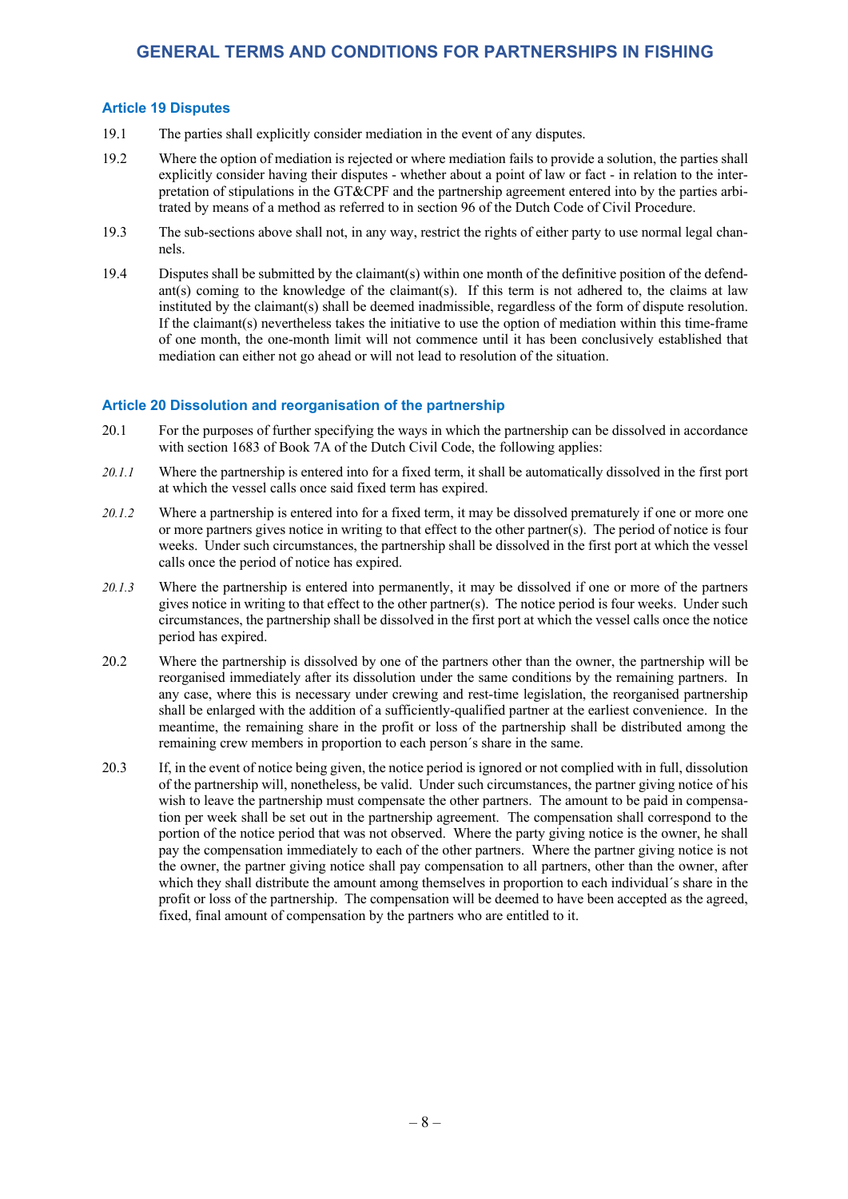## Article 19 Disputes

19.1 The parties shall explicitly consider mediation in the event of any disputes.

19.2 Where the option of mediation is rejected or where mediation fails to provide a solution, the parties shall explicitly consider having their disputes - whether about a point of law or fact - in relation to the interpretation of stipulations in the GT&CPF and the partnership agreement entered into by the parties arbitrated by means of a method as referred to in section 96 of the Dutch Code of Civil Procedure.

19.3 The sub-sections above shall not, in any way, restrict the rights of either party to use normal legal channels.

19.4 Disputes shall be submitted by the claimant(s) within one month of the definitive position of the defendant(s) coming to the knowledge of the claimant(s). If this term is not adhered to, the claims at law instituted by the claimant(s) shall be deemed inadmissible, regardless of the form of dispute resolution. If the claimant(s) nevertheless takes the initiative to use the option of mediation within this time-frame of one month, the one-month limit will not commence until it has been conclusively established that mediation can either not go ahead or will not lead to resolution of the situation.

## Article 20 Dissolution and reorganisation of the partnership

20.1 For the purposes of further specifying the ways in which the partnership can be dissolved in accordance with section 1683 of Book 7A of the Dutch Civil Code, the following applies:

*20.1.1* Where the partnership is entered into for a fixed term, it shall be automatically dissolved in the first port at which the vessel calls once said fixed term has expired.

*20.1.2* Where a partnership is entered into for a fixed term, it may be dissolved prematurely if one or more one or more partners gives notice in writing to that effect to the other partner(s). The period of notice is four weeks. Under such circumstances, the partnership shall be dissolved in the first port at which the vessel calls once the period of notice has expired.

*20.1.3* Where the partnership is entered into permanently, it may be dissolved if one or more of the partners gives notice in writing to that effect to the other partner(s). The notice period is four weeks. Under such circumstances, the partnership shall be dissolved in the first port at which the vessel calls once the notice period has expired.

20.2 Where the partnership is dissolved by one of the partners other than the owner, the partnership will be reorganised immediately after its dissolution under the same conditions by the remaining partners. In any case, where this is necessary under crewing and rest-time legislation, the reorganised partnership shall be enlarged with the addition of a sufficiently-qualified partner at the earliest convenience. In the meantime, the remaining share in the profit or loss of the partnership shall be distributed among the remaining crew members in proportion to each person´s share in the same.

20.3 If, in the event of notice being given, the notice period is ignored or not complied with in full, dissolution of the partnership will, nonetheless, be valid. Under such circumstances, the partner giving notice of his wish to leave the partnership must compensate the other partners. The amount to be paid in compensation per week shall be set out in the partnership agreement. The compensation shall correspond to the portion of the notice period that was not observed. Where the party giving notice is the owner, he shall pay the compensation immediately to each of the other partners. Where the partner giving notice is not the owner, the partner giving notice shall pay compensation to all partners, other than the owner, after which they shall distribute the amount among themselves in proportion to each individual´s share in the profit or loss of the partnership. The compensation will be deemed to have been accepted as the agreed, fixed, final amount of compensation by the partners who are entitled to it.